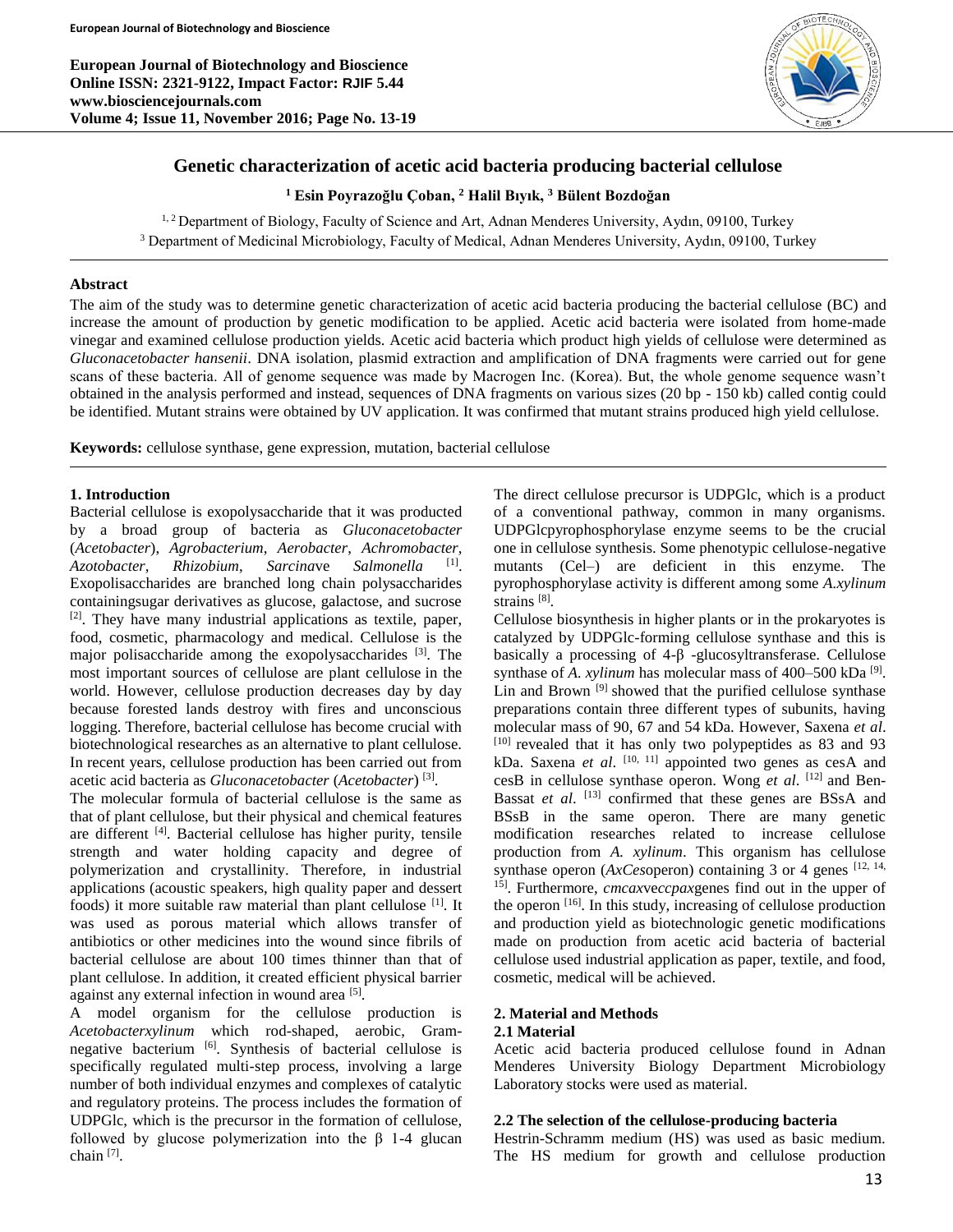# Genetic characterization of acetic acid bacteria producing bacterial cellulose

**[1] Esin Poyrazoğlu Çoban, [2] Halil Bıyık, [3] Bülent Bozdoğan**

[1, 2] Department of Biology, Faculty of Science and Art, Adnan Menderes University, Aydın, 09100, Turkey
[3] Department of Medicinal Microbiology, Faculty of Medical, Adnan Menderes University, Aydın, 09100, Turkey

## Abstract

The aim of the study was to determine genetic characterization of acetic acid bacteria producing the bacterial cellulose (BC) and increase the amount of production by genetic modification to be applied. Acetic acid bacteria were isolated from home-made vinegar and examined cellulose production yields. Acetic acid bacteria which product high yields of cellulose were determined as *Gluconacetobacter hansenii*. DNA isolation, plasmid extraction and amplification of DNA fragments were carried out for gene scans of these bacteria. All of genome sequence was made by Macrogen Inc. (Korea). But, the whole genome sequence wasn't obtained in the analysis performed and instead, sequences of DNA fragments on various sizes (20 bp - 150 kb) called contig could be identified. Mutant strains were obtained by UV application. It was confirmed that mutant strains produced high yield cellulose.

**Keywords:** cellulose synthase, gene expression, mutation, bacterial cellulose

## 1. Introduction

Bacterial cellulose is exopolysaccharide that it was producted by a broad group of bacteria as *Gluconacetobacter* (*Acetobacter*), *Agrobacterium*, *Aerobacter*, *Achromobacter*, *Azotobacter*, *Rhizobium*, *Sarcina*ve *Salmonella* [1]. Exopolisaccharides are branched long chain polysaccharides containingsugar derivatives as glucose, galactose, and sucrose [2]. They have many industrial applications as textile, paper, food, cosmetic, pharmacology and medical. Cellulose is the major polisaccharide among the exopolysaccharides [3]. The most important sources of cellulose are plant cellulose in the world. However, cellulose production decreases day by day because forested lands destroy with fires and unconscious logging. Therefore, bacterial cellulose has become crucial with biotechnological researches as an alternative to plant cellulose. In recent years, cellulose production has been carried out from acetic acid bacteria as *Gluconacetobacter* (*Acetobacter*) [3].

The molecular formula of bacterial cellulose is the same as that of plant cellulose, but their physical and chemical features are different [4]. Bacterial cellulose has higher purity, tensile strength and water holding capacity and degree of polymerization and crystallinity. Therefore, in industrial applications (acoustic speakers, high quality paper and dessert foods) it more suitable raw material than plant cellulose [1]. It was used as porous material which allows transfer of antibiotics or other medicines into the wound since fibrils of bacterial cellulose are about 100 times thinner than that of plant cellulose. In addition, it created efficient physical barrier against any external infection in wound area [5].

A model organism for the cellulose production is *Acetobacterxylinum* which rod-shaped, aerobic, Gram-negative bacterium [6]. Synthesis of bacterial cellulose is specifically regulated multi-step process, involving a large number of both individual enzymes and complexes of catalytic and regulatory proteins. The process includes the formation of UDPGlc, which is the precursor in the formation of cellulose, followed by glucose polymerization into the β 1-4 glucan chain [7].

The direct cellulose precursor is UDPGlc, which is a product of a conventional pathway, common in many organisms. UDPGlcpyrophosphorylase enzyme seems to be the crucial one in cellulose synthesis. Some phenotypic cellulose-negative mutants (Cel–) are deficient in this enzyme. The pyrophosphorylase activity is different among some *A.xylinum* strains [8].

Cellulose biosynthesis in higher plants or in the prokaryotes is catalyzed by UDPGlc-forming cellulose synthase and this is basically a processing of 4-β -glucosyltransferase. Cellulose synthase of *A. xylinum* has molecular mass of 400–500 kDa [9]. Lin and Brown [9] showed that the purified cellulose synthase preparations contain three different types of subunits, having molecular mass of 90, 67 and 54 kDa. However, Saxena *et al*. [10] revealed that it has only two polypeptides as 83 and 93 kDa. Saxena *et al*. [10, 11] appointed two genes as cesA and cesB in cellulose synthase operon. Wong *et al*. [12] and Ben-Bassat *et al*. [13] confirmed that these genes are BSsA and BSsB in the same operon. There are many genetic modification researches related to increase cellulose production from *A. xylinum*. This organism has cellulose synthase operon (*AxCes*operon) containing 3 or 4 genes [12, 14, 15]. Furthermore, *cmcax*ve*ccpax*genes find out in the upper of the operon [16]. In this study, increasing of cellulose production and production yield as biotechnologic genetic modifications made on production from acetic acid bacteria of bacterial cellulose used industrial application as paper, textile, and food, cosmetic, medical will be achieved.

## 2. Material and Methods

### 2.1 Material

Acetic acid bacteria produced cellulose found in Adnan Menderes University Biology Department Microbiology Laboratory stocks were used as material.

### 2.2 The selection of the cellulose-producing bacteria

Hestrin-Schramm medium (HS) was used as basic medium. The HS medium for growth and cellulose production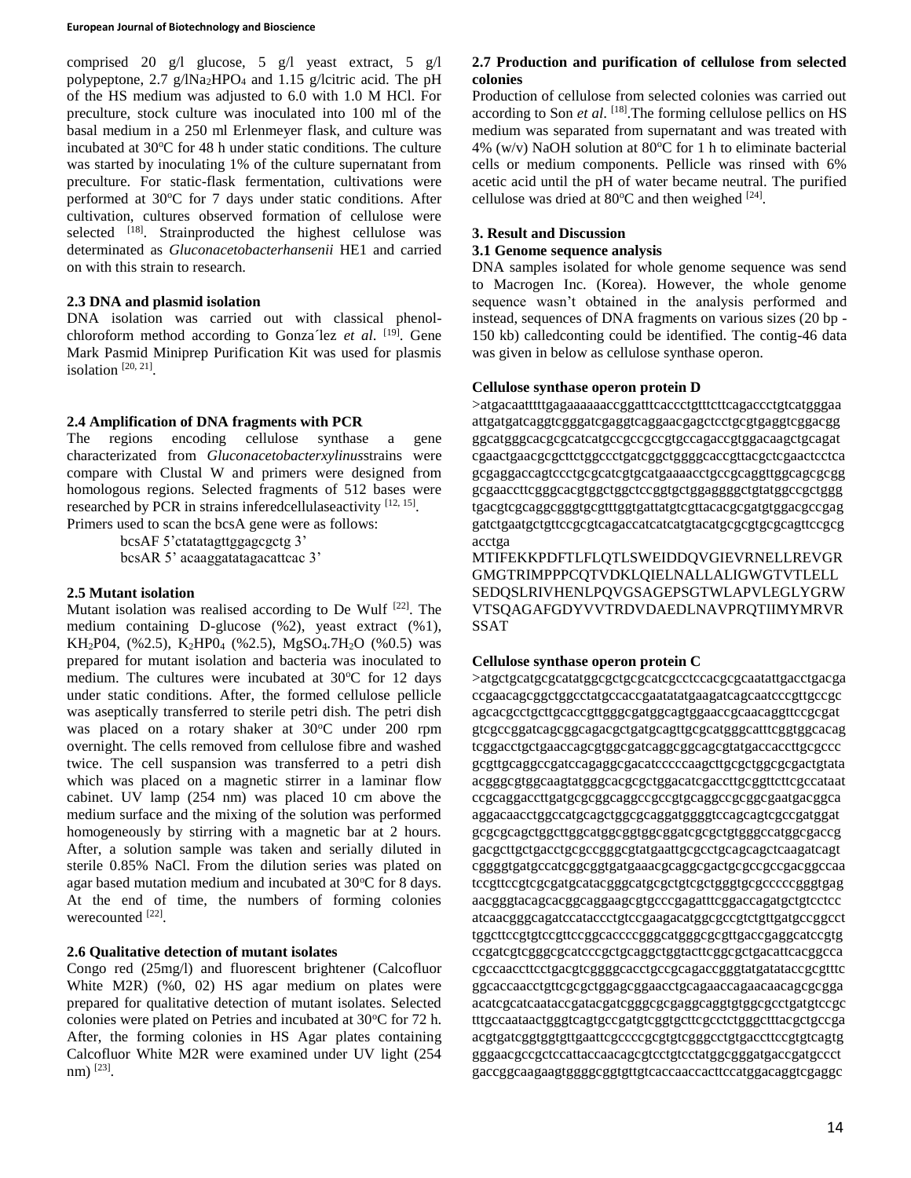comprised 20 g/l glucose, 5 g/l yeast extract, 5 g/l polypeptone, 2.7 g/l$Na_2HPO_4$ and 1.15 g/lcitric acid. The pH of the HS medium was adjusted to 6.0 with 1.0 M HCl. For preculture, stock culture was inoculated into 100 ml of the basal medium in a 250 ml Erlenmeyer flask, and culture was incubated at 30°C for 48 h under static conditions. The culture was started by inoculating 1% of the culture supernatant from preculture. For static-flask fermentation, cultivations were performed at 30°C for 7 days under static conditions. After cultivation, cultures observed formation of cellulose were selected [18]. Strainproducted the highest cellulose was determinated as *Gluconacetobacterhansenii* HE1 and carried on with this strain to research.

### 2.3 DNA and plasmid isolation

DNA isolation was carried out with classical phenol-chloroform method according to Gonza´lez *et al*. [19]. Gene Mark Pasmid Miniprep Purification Kit was used for plasmis isolation [20, 21].

### 2.4 Amplification of DNA fragments with PCR

The regions encoding cellulose synthase a gene characterizated from *Gluconacetobacterxylinus*strains were compare with Clustal W and primers were designed from homologous regions. Selected fragments of 512 bases were researched by PCR in strains inferedcellulaseactivity [12, 15]. Primers used to scan the bcsA gene were as follows:

bcsAF 5'ctatatagttggagcgctg 3'
bcsAR 5' acaaggatatagacattcac 3'

### 2.5 Mutant isolation

Mutant isolation was realised according to De Wulf [22]. The medium containing D-glucose (%2), yeast extract (%1), $KH_2P04$, (%2.5), $K_2HP0_4$ (%2.5), $MgSO_4.7H_2O$ (%0.5) was prepared for mutant isolation and bacteria was inoculated to medium. The cultures were incubated at 30°C for 12 days under static conditions. After, the formed cellulose pellicle was aseptically transferred to sterile petri dish. The petri dish was placed on a rotary shaker at 30°C under 200 rpm overnight. The cells removed from cellulose fibre and washed twice. The cell suspension was transferred to a petri dish which was placed on a magnetic stirrer in a laminar flow cabinet. UV lamp (254 nm) was placed 10 cm above the medium surface and the mixing of the solution was performed homogeneously by stirring with a magnetic bar at 2 hours. After, a solution sample was taken and serially diluted in sterile 0.85% NaCl. From the dilution series was plated on agar based mutation medium and incubated at 30°C for 8 days. At the end of time, the numbers of forming colonies werecounted [22].

### 2.6 Qualitative detection of mutant isolates

Congo red (25mg/l) and fluorescent brightener (Calcofluor White M2R) (%0, 02) HS agar medium on plates were prepared for qualitative detection of mutant isolates. Selected colonies were plated on Petries and incubated at 30°C for 72 h. After, the forming colonies in HS Agar plates containing Calcofluor White M2R were examined under UV light (254 nm) [23].

### 2.7 Production and purification of cellulose from selected colonies

Production of cellulose from selected colonies was carried out according to Son *et al*. [18].The forming cellulose pellics on HS medium was separated from supernatant and was treated with 4% (w/v) NaOH solution at 80°C for 1 h to eliminate bacterial cells or medium components. Pellicle was rinsed with 6% acetic acid until the pH of water became neutral. The purified cellulose was dried at 80°C and then weighed [24].

## 3. Result and Discussion

### 3.1 Genome sequence analysis

DNA samples isolated for whole genome sequence was send to Macrogen Inc. (Korea). However, the whole genome sequence wasn't obtained in the analysis performed and instead, sequences of DNA fragments on various sizes (20 bp - 150 kb) calledconting could be identified. The contig-46 data was given in below as cellulose synthase operon.

**Cellulose synthase operon protein D**

>atgacaatttttgagaaaaaaccggatttcaccctgtttcttcagaccctgtcatgggaaattgatgatcaggtcgggatcgaggtcaggaacgagctcctgcgtgaggtcggacggggcatgggcacgcgcatcatgccgccgccgtgccagaccgtggacaagctgcagatcgaactgaacgcgcttctggccctgatcggctggggcaccgttacgctcgaactcctcagcgaggaccagtccctgcgcatcgtgcatgaaaacctgccgcaggttggcagcgcgggcgaaccttcgggcacgtggctggctccggtgctggaggggctgtatggccgctgggtgacgtcgcaggcgggtgcgtttggtgattatgtcgttacacgcgatgtggacgccgaggatctgaatgctgttccgcgtcagaccatcatcatgtacatgcgcgtgcgcagttccgcgacctga

MTIFEKKPDFTLFLQTLSWEIDDQVGIEVRNELLREVGRGMGTRIMPPPCQTVDKLQIELNALLALIGWGTVTLELLSEDQSLRIVHENLPQVGSAGEPSGTWLAPVLEGLYGRWVTSQAGAFGDYVVTRDVDAEDLNAVPRQTIIMYMRVRSSAT

**Cellulose synthase operon protein C**

>atgctgcatgcgcatatggcgctgcgcatcgcctccacgcgcaatattgacctgacgaccgaacagcggctggcctatgccaccgaatatatgaagatcagcaatcccgttgccgcagcacgcctgcttgcaccgttgggcgatggcagtggaaccgcaacaggttccgcgatgtcgccggatcagcggcagacgctgatgcagttgcgcatgggcatttcggtggcacagtcggacctgctgaaccagcgtggcgatcaggcggcagcgtatgaccaccttgcgcccgcgttgcaggccgatccagaggcgacatcccccaagcttgcgctggcgcgactgtataacgggcgtggcaagtatgggcacgcgctggacatcgaccttgcggttcttcgccataatccgcaggaccttgatgcggcggcaggccgccgtgcaggccgcggcgaatgacggcaaggacaacctggccatgcagctggcgcaggatggggtccagcagtcgccgatggatgcgcgcagctggcttggcatggcggtggcggatcgcgctgtgggccatggcgaccggacgcttgctgacctgcgccgggcgtatgaattgcgcctgcagcagctcaagatcagtcggggtgatgccatcggcggtgatgaaacgcaggcgactgcgccgccgacggccaatccgttccgtcgcgatgcatacgggcatgcgctgtcgctgggtgcgcccccgggtgagaacgggtacagcacggcaggaagcgtgcccgagatttcggaccagatgctgtcctccatcaacgggcagatccataccctgtccgaagacatggcgccgtctgttgatgccggcctttggcttccgtgtccgttccggcaccccgggcatgggcgcgttgaccgaggcatccgtgccgatcgtcgggcgcatcccgctgcaggctggtacttcggcgctgacattcacggccacgccaaccttcctgacgtcggggcacctgccgcagaccgggtatgatataccgcgtttcggcaccaacctgttcgcgctggagcggaacctgcagaaccagaacaacagcgcggaacatcgcatcaataccgatacgatcgggcgcgaggcaggtgtggcgcctgatgccgctttgccaataactgggtcagtgccgatgtcggtgcttcgcctctgggctttacgctgccgaacgtgatcggtggtgttgaattcgccccgcgtgtcgggcctgtgaccttccgtgtcagtggggaacgccgctccattaccaacagcgtcctgtcctatggcgggatgaccgatgccctgaccggcaagaagtggggcggtgttgtcaccaaccacttccatggacaggtcgaggc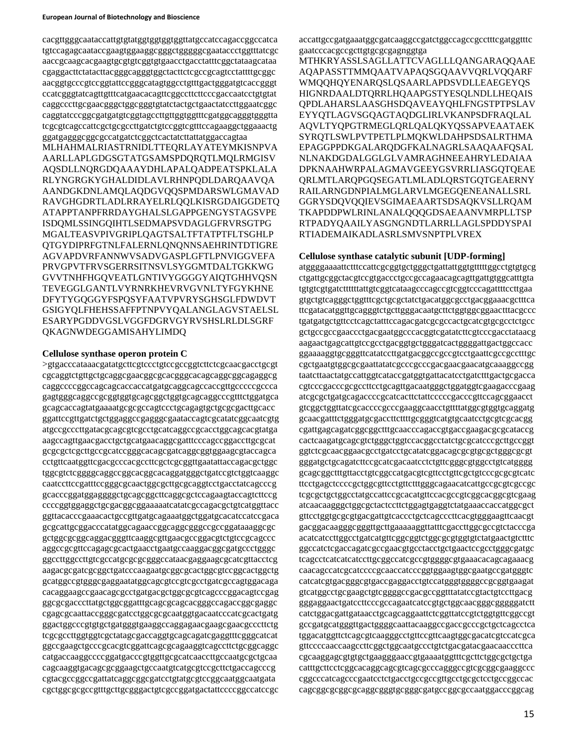cacgttgggcaataccattgtgtatggtggtggtggttatgccatccagaccggccatca tgtccagagcaataccgaagtggaaggcgggctgggggcgaataccctggtttatcgc aaccgcaagcacgaagtgcgtgtcggtgtgaacctgacctatttcggctataagcataa cgaggacttctatacttacgggcagggtggctacttctcgccgcagtcctattttgcggc aacggtgcccgtccggtattccgggcatagtggcctgtttgactgggatgtcaccgggt ccatcgggtatcagttgtttcatgaacacagttcggccttcttcccgaccaatcctgtgtat caggcccttgcgaacgggctggcgggtgtatctactgctgaactatccttggaatcggc caggtatcccggcgatgatgtcggtagccttggtggtggtttcgatggcagggtgggtta tcgcgtcagccattcgctgcgccttgatctgtccggtcgtttccagaaggctggaaactg ggatgagggcggcgccatgatctcggctcactatcttattatggaccagtaa
MLHAHMALRIASTRNIDLTTEQRLAYATEYMKISNPVA AARLLAPLGDGSGTATGSAMSPDQRQTLMQLRMGISV AQSDLLNQRGDQAAAYDHLAPALQADPEATSPKLALA RLYNGRGKYGHALDIDLAVLRHNPQDLDARQAAVQA AANDGKDNLAMQLAQDGVQQSPMDARSWLGMAVAD RAVGHGDRTLADLRRAYELRLQQLKISRGDAIGGDETQ ATAPPTANPFRRDAYGHALSLGAPPGENGYSTAGSVPE ISDQMLSSINGQIHTLSEDMAPSVDAGLGFRVRSGTPG MGALTEASVPIVGRIPLQAGTSALTFTATPTFLTSGHLP QTGYDIPRFGTNLFALERNLQNQNNSAEHRINTDTIGRE AGVAPDVRFANNWVSADVGASPLGFTLPNVIGGVEFA PRVGPVTFRVSGERRSITNSVLSYGGMTDALTGKKWG GVVTNHFHGQVEATLGNTIVYGGGGYAIQTGHHVQSN TEVEGGLGANTLVYRNRKHEVRVGVNLTYFGYKHNE DFYTYGQGGYFSPQSYFAATVPVRYSGHSGLFDWDVT GSIGYQLFHEHSSAFFPTNPVYQALANGLAGVSTAELSL ESARYPGDDVGSLVGGFDGRVGYRVSHSLRLDLSGRF QKAGNWDEGGAMISAHYLIMDQ

### Cellulose synthase operon protein C

>gtgacccataaacgatatgcttcgtccctgtccgccggtcttctcgcaacgacctgcgt cgcaggtctgttgctgcaggcgaacggcgcacgggcacagcaggcggcagaggcg caggccccggccagcagcaccaccatgatgcaggcagccaccgttgcccccgccca gagtgggcaggccgcggtggtgcagcggctggtgcagcaggcccgtttctggatgca gcagcaccagtatgaaaatgcgcgccagtccctgcagagtgctgcgcgacttgcacc ggattccgttgatctgctggaggccgagggcgaataccagtcgcatatcggcaatcgtg atgccgcccttgatacgcagcgtcgcctgcatcaggccgcacctggcagcacgtatga aagccagttgaacgacctgctgcatgaacaggcgatttcccagcccggaccttgcgcat gcgcgctcgcttgccgcatccgggcacagcgatcaggcggtggaagcgtaccagca cctgttcaatggttcgacgcccacgccttcgctcgcggttgaatattaccagacgctggc tggcgtctcggggcaggccggcacgcacaggatgggctgatccgtctggtcaaggc caatccttccgatttccgggcgcaactggcgcttgcgcaggtcctgacctatcagcccg gcacccggatggaggggctgcagcggcttcaggcgctccagaagtaccagtcttccg ccccggtggaggctgcgacggcggaaaaatcatatcgccagacgctgtcatggttacc ggttacacccgaaacactgccgttgatgcagaaatggctggatgcacatccatccgaca gcgcattgcggacccatatggcagaaccggcaggcgggccgccggataaaggcgc gctggcgcggcaggacgggttcaaggcgttgaacgccggacgtctgtccgcagccc aggccgcgttccagagcgcactgaacctgaatgccaaggacggcgatgccctgggc ggccttggccttgtcgccatgcgcgcgggccataacgaggaagcgcatcgttacctcg aagacgcgatcgcggctgatcccaagaatgcggcgcactggcgtccggcactggctg gcatggccgtgggcgaggaatatggcagcgtccgtcgcctgatcgccagtggacaga cacaggaagccgaacagcgcctgatgacgctggcgcgtcagcccggacagtccgag ggcgcgacccttatgctggcggatttgcagcgcagcacgggccagaccggcgaggc cgagcgcaattaccggcgatcctggcgcgcaatggtgacaatccatcgcactgatg ggactggcccgtgtgctgatgggtgaaggccaggagaacgaagcgaacgcccttctg tcgcgccttggtggtcgctatagcgaccaggtgcagcagatcgaggtttcgggcatcat ggccgaagctgcccgcacgtcggattcagcgcagaaggtcagccttctgcggcaggc catgaccaaggccccggatgacccggtggtgcgcatcaaccttgccaatgcgctgcaa cagcaaggtgacagcgcggaagctgccaatgtcatgcgtccgcttctgaccagcccg cgtacgccggccgattatcaggcggcgatcctgtatgcgtccggcaatggcaatgata cgctggcgcgccgtttgcttgcgggactgtcgccggatgactattccccggcatccgc accattgccgatgaaatggcgatcaaggccgatctggccagccgcctttcgatggtttc gaatcccacgccgcttgtgcgcgagnggtga
MTHKRYASSLSAGLLATTCVAGLLLQANGARAQQAAE AQAPASSTTMMQAATVAPAQSGQAAVVQRLVQQARF WMQQHQYENARQSLQSAARLAPDSVDLLEAEGEYQS HIGNRDAALDTQRRLHQAAPGSTYESQLNDLLHEQAIS QPDLAHARSLAASGHSDQAVEAYQHLFNGSTPTPSLAV EYYQTLAGVSGQAGTAQDGLIRLVKANPSDFRAQLAL AQVLTYQPGTRMEGLQRLQALQKYQSSAPVEAATAEK SYRQTLSWLPVTPETLPLMQKWLDAHPSDSALRTHMA EPAGGPPDKGALARQDGFKALNAGRLSAAQAAFQSAL NLNAKDGDALGGLGLVAMRAGHNEEAHRYLEDAIAA DPKNAAHWRPALAGMAVGEEYGSVRRLIASGQTQEAE QRLMTLARQPGQSEGATLMLADLQRSTGQTGEAERNY RAILARNGDNPIALMGLARVLMGEGQENEANALLSRL GGRYSDQVQQIEVSGIMAEAARTSDSAQKVSLLRQAM TKAPDDPWLRINLANALQQQGDSAEAANVMRPLLTSP RTPADYQAAILYASGNGNDTLARRLLAGLSPDDYSPAI RTIADEMAIKADLASRLSMVSNPTPLVREX

### Cellulose synthase catalytic subunit [UDP-forming]

atgggggaaaattctttccattcgcggtgctgggctgattattggtgtttttggcctgtgtgcg ctgattgcggctacgtccgtgaccctgccgccagaacagcagttgattgtggcatttgta tgtgtcgtgatcttttttattgtcggtcataagcccagccgtcggtcccagattttccttgaa gtgctgtcagggctggtttcgctgcgctatctgacatggcgcctgacggaaacgctttca ttcgatacatggttgcaggtctgcttgggacaatgcttctggtggcggaactttacgccc tgatgatgctgttcctcagctatttccagacgatcgcgccactgcatcgtgcgcctctgcc gctgccgccgaaccctgacgaatggcccacggtcgatatcttcgtcccgacctataacg aagaactgagcattgtccgcctgacggtgctgggatcactggggattgactggccacc ggaaaaggtgcgggttcatatccttgatgacggccgccgtcctgaattcgccgcctttgc cgctgaatggcgcgaattatatcgcccgcccgacgaacgaacatgcaaaggccgg taatcttaactatgccattggtcataccgatggtgattacatcctgatctttgactgcgacca cgtcccgacccgcgccttcctgcagttgacaatgggctggatggtcgaagacccgaag atcgcgctgatgcagaccccgcatcacttctattcccccgacccgttccagcggaacct gtcggctggttatcgcaccccgcccgaaggcaacctgttttatggcgtggtgcaggatg gcaacgatttctgggatgcgaccttcttttgcgggtcatgtgcaatcctgcgtcgcacgg cgattgagcagatcggcggctttgcaacccagaccgtgaccgaagacgcgcataccg cactcaagatgcagcgtctgggctggtccacggcctatctgcgcatcccgcttgccggt ggtctcgcaacggaacgcctgatcctgcatatcggacagcgcgtgcgctgggcgcgt gggatgctgcagatcttccgcatcgacaatccctctgttcgggcgtggcctgtcatgggg gcagcggctttgttacctgtcggccatgacgtcgttcctgttcgctgtcccgcgcgtcatc ttcctgagctccccgctggcgttcctgttctttgggcagaacatcattgccgcgtcgccgc tcgcgctgctggcctatgccattccgcacatgttccacgccgtcggcacggcgtcgaag atcaacaagggctggcgctactccttctggagtgaggtctatgaaaccaccatggcgct gttcctggtgcgcgtgacgattgtcaccctgctcagccctcacgtgggaagttcaacgt gacggacaagggcgggttgcttgaaaaaggttatttcgaccttggcgccgtctacccga acatcatccttggcctgatcatgttcggcggtctggcgcgtggtgtctatgaactgtcttc ggccatctcgaccagatcgccgaacgtgcctacctgctgaactccgcctgggcgatgc tcagcctcatcatcatcctgcggccatcgccgtggggcgtggaaacacagcagaaacg caacagccatcgcatccccgcaaccatcccggtggaagtggcgaatgccgatgggtc catcatcgtgacgggcgtgaccgaggacctgtccatgggtggggccgcggtgaagat gtcatggcctgcgaagctgtcggggccgacgccggtttatatccgtactgtccttgacg gggaggaactgatccttcccgccagaatcatccgtgctggcaacgggcgggggatctt catctggacgattgataacctgcagcaggaattcctcggttatccgtctggtgttcggccgt gccgatgcatgggttgactggggcaattacaaggccgaccgcccgctgctcagcctca tggacatggttctcagcgtcaagggcctgttccgttcaagtggcgacatcgtccatcgca gttccccaaccaagccttcggctggcaatgccctgtctgacgatacgaacaacccttca cgcaaggagcgtgtgctgaagggaaccgtgaaaatggtttcgcttctggcgctgctga catttgcttcctcggcacaggcagcgtcagcgcccagggccgtgcggcgaaggccc cggcccatcagcccgaatcctctgacctgccgccgttgcctgcgctcctgccggccac cagcggcgcggcgcaggcgggtgcgggcgatgccggcgccaatggacccggcag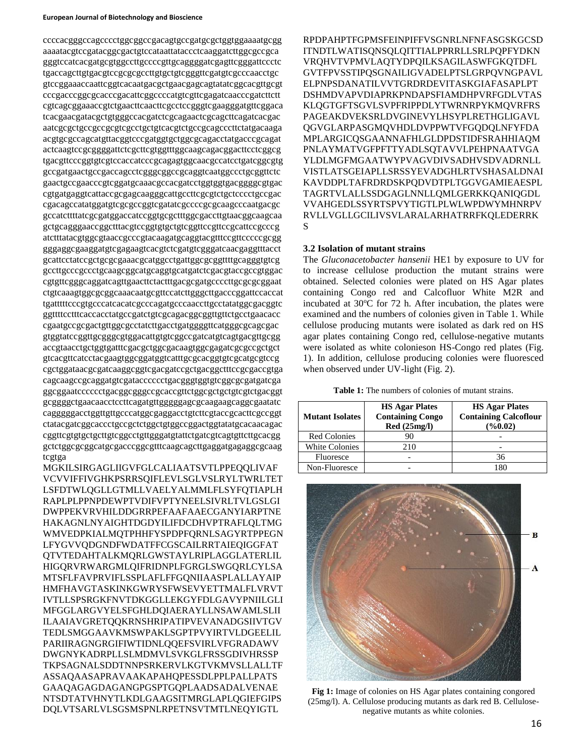ccccacgggccagcccctggcggccgacagtgccgatgcgctggtggaaaatgcgg aaaatacgtccgatacggcgactgtccataattataccctcaaggatcttggcgccgca gggtccatcacgatgcgtggccttgccccgttgcaggggatcgagttcgggattccctc tgaccagcttgtgacgtccgcgcgccttgtgctgtcgggttcgatgtcgcccaacctgc gtccggaaaccaattcggtcacaatgacgctgaacgagcagtatatcggcacgttgcgt cccgacccggcgcacccgacattcggccccatgtcgttcgagatcaacccgatcttctt cgtcagcggaaaccgtctgaacttcaacttcgcctccgggtcgaagggatgttcggaca tcacgaacgatacgctgtgggccacgatctcgcagaactcgcagcttcagatcacgac aatcgcgctgccgccgcgtcgcctgctgtcacgtctgccgcagcccttctatgacaaga acgtgcgccagcatgttacggtcccgatggtgctggcgcagacctatgacccgcagat actcaagtccgcggggattctcgcttcgtggtttggcaagcagacggacttcctcggcg tgacgttcccggtgtcgtccaccatcccgcagagtggcaacgccatcctgatcggcgtg gccgatgaactgccgaccagcctcgggcggccgcaggtcaatggccctgcggttctc gaactgccgaacccgtcggatgcaaacgccacgatcctggtggtgacggggcgtgac cgtgatgaggtcattaccgcgagcaagggcattgccttcgcgtctgctcccctgccgac cgacagccatatggatgtcgcgccggtcgatatcgccccgcgcaagcccaatgacgc gccatcttttatcgcgatggaccatccggtgcgctttggcgaccttgtaacggcaagcaa gctgcagggaaccggctttacgtccggtgtgctgtcggttccgttccgcattccgcccg atctttatacgtggcgtaaccgcccgtacaagatgcaggtacgtttccgttcccccgcgg gggaggcgaaggatgtcgagaagtcacgtctcgatgtcgggatcaacgaggtttacct gcattcctatccgctgcgcgaaacgcatggcctgattggcgcggttttgcagggtgtcg gccttgcccgccctgcaagcggcatgcaggtgcatgatctcgacgtaccgccgtggac cgtgttcgggcaggatcagttgaacttctactttgacgcgatgccccttgcgcgcggaat ctgtcaaagtggcgcggcaaacaatgcgttccatcttgggcttgacccggattccaccat tgatttttcccgtgcccatcacatcgcccagatgcccaaccttgcctatatggcgacggtc ggttttcctttcaccacctatgccgatctgtcgcagacggcggttgttctgcctgaacacc cgaatgccgcgactgttggcgcctatcttgacctgatggggttcatgggcgcagcgac gtggtatccggttgcgggcgtggacattgtgtcggccgatcatgtcagtgacgttgcgg accgtaacctgctggtgatttcgacgctggcgacaagtggcgagatcgcgccgctgct gtcacgttcatcctacgaagtggcggatggtcatttgcgcacggtgtcgcatgcgtccg cgctggataacgcgatcaaggcggtcgacgatccgctgacggctttccgcgaccgtga cagcaagccgcaggatgtcgatacccccctgacgggtggtgtcggcgcgatgatcga ggcggaatccccccctgacggcgggccgcaccgttctggcgctgctgtcgtctgacggt gcggggctgaacaacctccttcagatgttgggggagcgcaagaagcaggcgaatatc caggggggacctggttgttgccatggcgaggacctgtcttcgtaccgcacttcgccggt ctatacgatcggcaccctgccgctctggctgtggccggactggtatatgcacaacagac cggttcgtgtgctgcttgctggcctgttgggatgtattctgatcgtcagtgttcttgcacgg gctctggcgcggcatgcgacccggcgtttcaagcagcttgaggatgagaggcgcaag tcgtga

MGKILSIRGAGLIIGVFGLCALIAATSVTLPPEQQLIVAF VCVVIFFIVGHKPSRRSQIFLEVLSGLVSLRYLTWRLTET LSFDTWLQGLLGTMLLVAELYALMMLFLSYFQTIAPLH RAPLPLPPNPDEWPTVDIFVPTYNEELSIVRLTVLGSLGI DWPPEKVRVHILDDGRRPEFAAFAAECGANYIARPTNE HAKAGNLNYAIGHTDGDYILIFDCDHVPTRAFLQLTMG WMVEDPKIALMQTPHHFYSPDPFQRNLSAGYRTPPEGN LFYGVVQDGNDFWDATFFCGSCAILRRTAIEQIGGFAT QTVTEDAHTALKMQRLGWSTAYLRIPLAGGLATERLIL HIGQRVRWARGMLQIFRIDNPLFGRGLSWGQRLCYLSA MTSFLFAVPRVIFLSSPLAFLFFGQNIIAASPLALLAYAIP HMFHAVGTASKINKGWRYSFWSEVYETTMALFLVRVT IVTLLSPSRGKFNVTDKGGLLEKGYFDLGAVYPNIILGLI MFGGLARGVYELSFGHLDQIAERAYLLNSAWAMLSLII ILAAIAVGRETQQKRNSHRIPATIPVEVANADGSIIVTGV TEDLSMGGAAVKMSWPAKLSGPTPVYIRTVLDGEELIL PARIIRAGNGRGIFIWTIDNLQQEFSVIRLVFGRADAWV DWGNYKADRPLLSLMDMVLSVKGLFRSSGDIVHRSSP TKPSAGNALSDDTNNPSRKERVLKGTVKMVSLLALLTF ASSAQAASAPRAVAAKAPAHQPESSDLPPLPALLPATS GAAQAGAGDAGANGPGSPTGQPLAADSADALVENAE NTSDTATVHNYTLKDLGAAGSITMRGLAPLQGIEFGIPS DQLVTSARLVLSGSMSPNLRPETNSVTMTLNEQYIGTL RPDPAHPTFGPMSFEINPIFFVSGNRLNFNFASGSKGCSD ITNDTLWATISQNSQLQITTIALPPRRLLSRLPQPFYDKN VRQHVTVPMVLAQTYDPQILKSAGILASWFGKQTDFL GVTFPVSSTIPQSGNAILIGVADELPTSLGRPQVNGPAVL ELPNPSDANATILVVTGRDRDEVITASKGIAFASAPLPT DSHMDVAPVDIAPRKPNDAPSFIAMDHPVRFGDLVTAS KLQGTGFTSGVLSVPFRIPPDLYTWRNRPYKMQVRFRS PAGEAKDVEKSRLDVGINEVYLHSYPLRETHGLIGAVL QGVGLARPASGMQVHDLDVPPWTVFGQDQLNFYFDA MPLARGICQSGAANNAFHLGLDPDSTIDFSRAHHIAQM PNLAYMATVGFPFTTYADLSQTAVVLPEHPNAATVGA YLDLMGFMGAATWYPVAGVDIVSADHVSDVADRNLL VISTLATSGEIAPLLSRSSYEVADGHLRTVSHASALDNAI KAVDDPLTAFRDRDSKPQDVDTPLTGGVGAMIEAESPL TAGRTVLALLSSDGAGLNNLLQMLGERKKQANIQGDL VVAHGEDLSSYRTSPVYTIGTLPLWLWPDWYMHNRPV RVLLVGLLGCILIVSVLARALARHATRRFKQLEDERRK S

### 3.2 Isolation of mutant strains

The *Gluconacetobacter hansenii* HE1 by exposure to UV for to increase cellulose production the mutant strains were obtained. Selected colonies were plated on HS Agar plates containing Congo red and Calcofluor White M2R and incubated at 30°C for 72 h. After incubation, the plates were examined and the numbers of colonies given in Table 1. While cellulose producing mutants were isolated as dark red on HS agar plates containing Congo red, cellulose-negative mutants were isolated as white colonieson HS-Congo red plates (Fig. 1). In addition, cellulose producing colonies were fluoresced when observed under UV-light (Fig. 2).

**Table 1:** The numbers of colonies of mutant strains.

| Mutant Isolates | HS Agar Plates Containing Congo Red (25mg/l) | HS Agar Plates Containing Calcoflour (%0.02) |
|---|---|---|
| Red Colonies | 90 | - |
| White Colonies | 210 | - |
| Fluoresce | - | 36 |
| Non-Fluoresce | - | 180 |

**Fig 1:** Image of colonies on HS Agar plates containing congored (25mg/l). A. Cellulose producing mutants as dark red B. Cellulose-negative mutants as white colonies.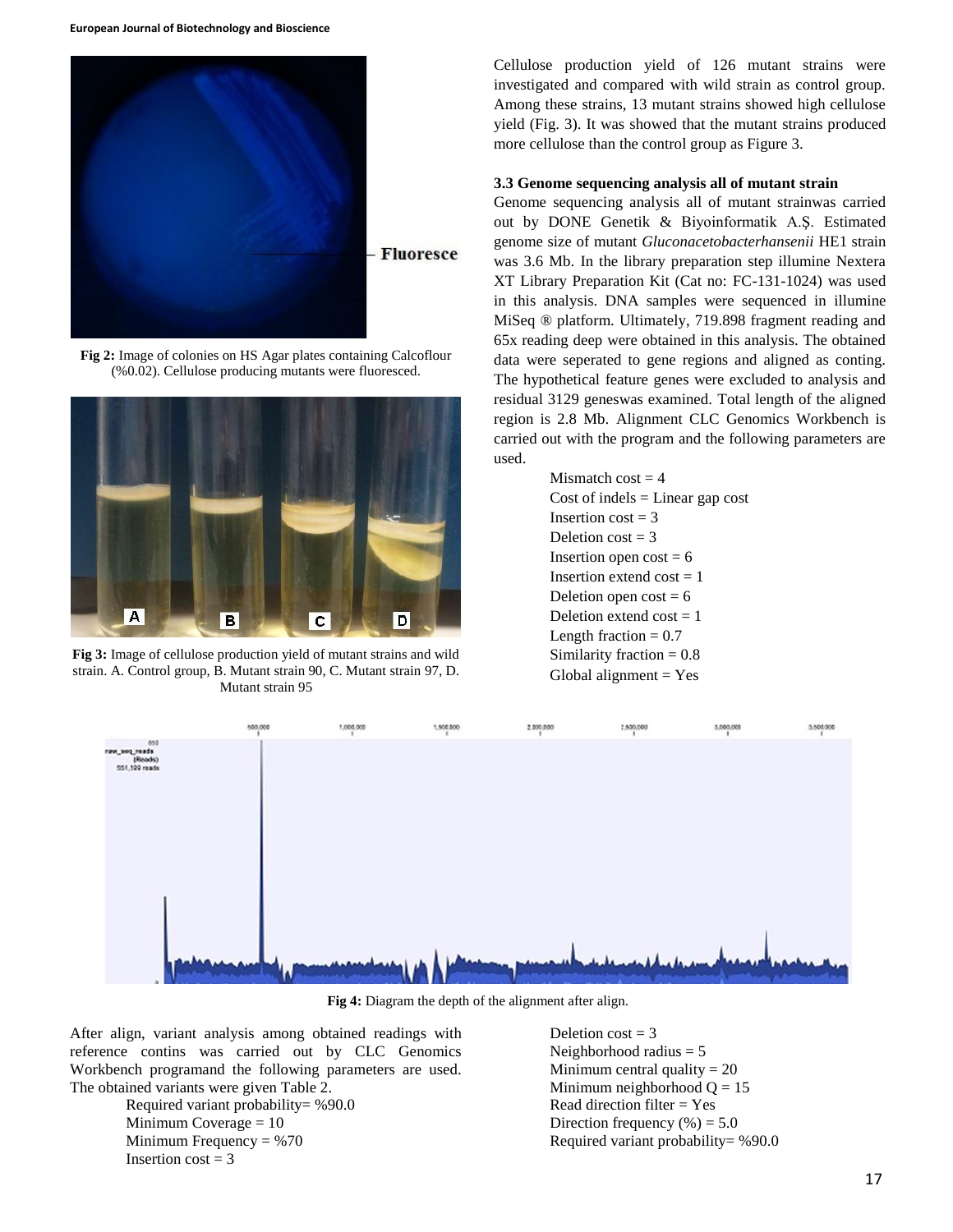Fig 2: Image of colonies on HS Agar plates containing Calcoflour (%0.02). Cellulose producing mutants were fluoresced.

Fig 3: Image of cellulose production yield of mutant strains and wild strain. A. Control group, B. Mutant strain 90, C. Mutant strain 97, D. Mutant strain 95

Cellulose production yield of 126 mutant strains were investigated and compared with wild strain as control group. Among these strains, 13 mutant strains showed high cellulose yield (Fig. 3). It was showed that the mutant strains produced more cellulose than the control group as Figure 3.

### 3.3 Genome sequencing analysis all of mutant strain

Genome sequencing analysis all of mutant strainwas carried out by DONE Genetik & Biyoinformatik A.Ş. Estimated genome size of mutant *Gluconacetobacterhansenii* HE1 strain was 3.6 Mb. In the library preparation step illumine Nextera XT Library Preparation Kit (Cat no: FC-131-1024) was used in this analysis. DNA samples were sequenced in illumine MiSeq ® platform. Ultimately, 719.898 fragment reading and 65x reading deep were obtained in this analysis. The obtained data were seperated to gene regions and aligned as conting. The hypothetical feature genes were excluded to analysis and residual 3129 geneswas examined. Total length of the aligned region is 2.8 Mb. Alignment CLC Genomics Workbench is carried out with the program and the following parameters are used.

Mismatch cost = 4
Cost of indels = Linear gap cost
Insertion cost = 3
Deletion cost = 3
Insertion open cost = 6
Insertion extend cost = 1
Deletion open cost = 6
Deletion extend cost = 1
Length fraction = 0.7
Similarity fraction = 0.8
Global alignment = Yes

Fig 4: Diagram the depth of the alignment after align.

After align, variant analysis among obtained readings with reference contins was carried out by CLC Genomics Workbench programand the following parameters are used. The obtained variants were given Table 2.

Required variant probability= %90.0
Minimum Coverage = 10
Minimum Frequency = %70
Insertion cost = 3
Deletion cost = 3
Neighborhood radius = 5
Minimum central quality = 20
Minimum neighborhood Q = 15
Read direction filter = Yes
Direction frequency (%) = 5.0
Required variant probability= %90.0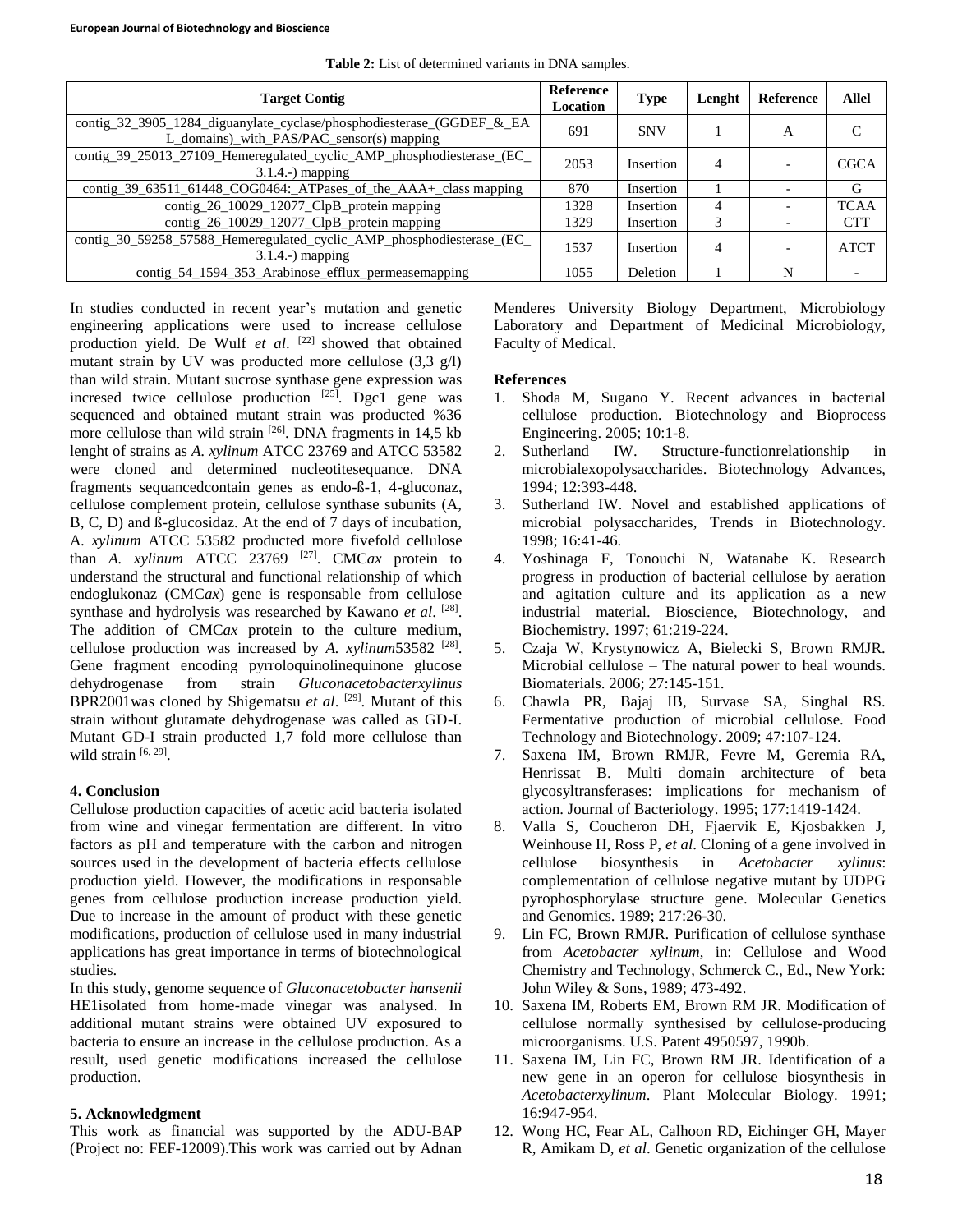**Table 2:** List of determined variants in DNA samples.

| Target Contig | Reference Location | Type | Lenght | Reference | Allel |
|---|---|---|---|---|---|
| contig_32_3905_1284_diguanylate_cyclase/phosphodiesterase_(GGDEF_&_EAL_domains)_with_PAS/PAC_sensor(s) mapping | 691 | SNV | 1 | A | C |
| contig_39_25013_27109_Hemeregulated_cyclic_AMP_phosphodiesterase_(EC_3.1.4.-) mapping | 2053 | Insertion | 4 | - | CGCA |
| contig_39_63511_61448_COG0464:_ATPases_of_the_AAA+_class mapping | 870 | Insertion | 1 | - | G |
| contig_26_10029_12077_ClpB_protein mapping | 1328 | Insertion | 4 | - | TCAA |
| contig_26_10029_12077_ClpB_protein mapping | 1329 | Insertion | 3 | - | CTT |
| contig_30_59258_57588_Hemeregulated_cyclic_AMP_phosphodiesterase_(EC_3.1.4.-) mapping | 1537 | Insertion | 4 | - | ATCT |
| contig_54_1594_353_Arabinose_efflux_permeasemapping | 1055 | Deletion | 1 | N | - |

In studies conducted in recent year's mutation and genetic engineering applications were used to increase cellulose production yield. De Wulf *et al*. [22] showed that obtained mutant strain by UV was producted more cellulose (3,3 g/l) than wild strain. Mutant sucrose synthase gene expression was incresed twice cellulose production [25]. Dgc1 gene was sequenced and obtained mutant strain was producted %36 more cellulose than wild strain [26]. DNA fragments in 14,5 kb lenght of strains as *A. xylinum* ATCC 23769 and ATCC 53582 were cloned and determined nucleotitesequance. DNA fragments sequancedcontain genes as endo-ß-1, 4-gluconaz, cellulose complement protein, cellulose synthase subunits (A, B, C, D) and ß-glucosidaz. At the end of 7 days of incubation, A. *xylinum* ATCC 53582 producted more fivefold cellulose than *A. xylinum* ATCC 23769 [27]. CMC*ax* protein to understand the structural and functional relationship of which endoglukonaz (CMC*ax*) gene is responsable from cellulose synthase and hydrolysis was researched by Kawano *et al*. [28]. The addition of CMC*ax* protein to the culture medium, cellulose production was increased by *A. xylinum*53582 [28]. Gene fragment encoding pyrroloquinolinequinone glucose dehydrogenase from strain *Gluconacetobacterxylinus* BPR2001was cloned by Shigematsu *et al*. [29]. Mutant of this strain without glutamate dehydrogenase was called as GD-I. Mutant GD-I strain producted 1,7 fold more cellulose than wild strain [6, 29].

## 4. Conclusion

Cellulose production capacities of acetic acid bacteria isolated from wine and vinegar fermentation are different. In vitro factors as pH and temperature with the carbon and nitrogen sources used in the development of bacteria effects cellulose production yield. However, the modifications in responsable genes from cellulose production increase production yield. Due to increase in the amount of product with these genetic modifications, production of cellulose used in many industrial applications has great importance in terms of biotechnological studies.

In this study, genome sequence of *Gluconacetobacter hansenii* HE1isolated from home-made vinegar was analysed. In additional mutant strains were obtained UV exposured to bacteria to ensure an increase in the cellulose production. As a result, used genetic modifications increased the cellulose production.

## 5. Acknowledgment

This work as financial was supported by the ADU-BAP (Project no: FEF-12009).This work was carried out by Adnan Menderes University Biology Department, Microbiology Laboratory and Department of Medicinal Microbiology, Faculty of Medical.

## References

1. Shoda M, Sugano Y. Recent advances in bacterial cellulose production. Biotechnology and Bioprocess Engineering. 2005; 10:1-8.
2. Sutherland IW. Structure-functionrelationship in microbialexopolysaccharides. Biotechnology Advances, 1994; 12:393-448.
3. Sutherland IW. Novel and established applications of microbial polysaccharides, Trends in Biotechnology. 1998; 16:41-46.
4. Yoshinaga F, Tonouchi N, Watanabe K. Research progress in production of bacterial cellulose by aeration and agitation culture and its application as a new industrial material. Bioscience, Biotechnology, and Biochemistry. 1997; 61:219-224.
5. Czaja W, Krystynowicz A, Bielecki S, Brown RMJR. Microbial cellulose – The natural power to heal wounds. Biomaterials. 2006; 27:145-151.
6. Chawla PR, Bajaj IB, Survase SA, Singhal RS. Fermentative production of microbial cellulose. Food Technology and Biotechnology. 2009; 47:107-124.
7. Saxena IM, Brown RMJR, Fevre M, Geremia RA, Henrissat B. Multi domain architecture of beta glycosyltransferases: implications for mechanism of action. Journal of Bacteriology. 1995; 177:1419-1424.
8. Valla S, Coucheron DH, Fjaervik E, Kjosbakken J, Weinhouse H, Ross P, *et al*. Cloning of a gene involved in cellulose biosynthesis in *Acetobacter xylinus*: complementation of cellulose negative mutant by UDPG pyrophosphorylase structure gene. Molecular Genetics and Genomics. 1989; 217:26-30.
9. Lin FC, Brown RMJR. Purification of cellulose synthase from *Acetobacter xylinum*, in: Cellulose and Wood Chemistry and Technology, Schmerck C., Ed., New York: John Wiley & Sons, 1989; 473-492.
10. Saxena IM, Roberts EM, Brown RM JR. Modification of cellulose normally synthesised by cellulose-producing microorganisms. U.S. Patent 4950597, 1990b.
11. Saxena IM, Lin FC, Brown RM JR. Identification of a new gene in an operon for cellulose biosynthesis in *Acetobacterxylinum*. Plant Molecular Biology. 1991; 16:947-954.
12. Wong HC, Fear AL, Calhoon RD, Eichinger GH, Mayer R, Amikam D, *et al*. Genetic organization of the cellulose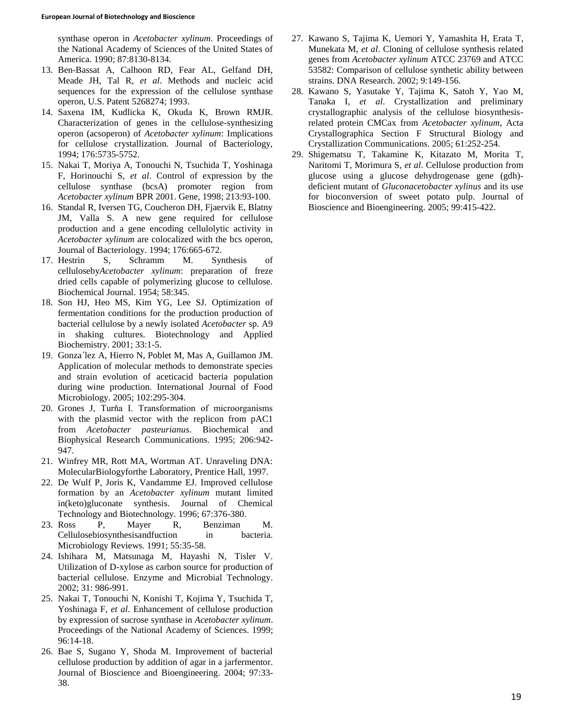synthase operon in *Acetobacter xylinum*. Proceedings of the National Academy of Sciences of the United States of America. 1990; 87:8130-8134.

13. Ben-Bassat A, Calhoon RD, Fear AL, Gelfand DH, Meade JH, Tal R, *et al*. Methods and nucleic acid sequences for the expression of the cellulose synthase operon, U.S. Patent 5268274; 1993.
14. Saxena IM, Kudlicka K, Okuda K, Brown RMJR. Characterization of genes in the cellulose-synthesizing operon (acsoperon) of *Acetobacter xylinum*: Implications for cellulose crystallization. Journal of Bacteriology, 1994; 176:5735-5752.
15. Nakai T, Moriya A, Tonouchi N, Tsuchida T, Yoshinaga F, Horinouchi S, *et al*. Control of expression by the cellulose synthase (bcsA) promoter region from *Acetobacter xylinum* BPR 2001. Gene, 1998; 213:93-100.
16. Standal R, Iversen TG, Coucheron DH, Fjaervik E, Blatny JM, Valla S. A new gene required for cellulose production and a gene encoding cellulolytic activity in *Acetobacter xylinum* are colocalized with the bcs operon, Journal of Bacteriology. 1994; 176:665-672.
17. Hestrin S, Schramm M. Synthesis of cellulosebyAcetobacter xylinum: preparation of freze dried cells capable of polymerizing glucose to cellulose. Biochemical Journal. 1954; 58:345.
18. Son HJ, Heo MS, Kim YG, Lee SJ. Optimization of fermentation conditions for the production production of bacterial cellulose by a newly isolated *Acetobacter* sp. A9 in shaking cultures. Biotechnology and Applied Biochemistry. 2001; 33:1-5.
19. Gonza´lez A, Hierro N, Poblet M, Mas A, Guillamon JM. Application of molecular methods to demonstrate species and strain evolution of aceticacid bacteria population during wine production. International Journal of Food Microbiology. 2005; 102:295-304.
20. Grones J, Turňa I. Transformation of microorganisms with the plasmid vector with the replicon from pAC1 from *Acetobacter pasteurianus*. Biochemical and Biophysical Research Communications. 1995; 206:942-947.
21. Winfrey MR, Rott MA, Wortman AT. Unraveling DNA: MolecularBiologyforthe Laboratory, Prentice Hall, 1997.
22. De Wulf P, Joris K, Vandamme EJ. Improved cellulose formation by an *Acetobacter xylinum* mutant limited in(keto)gluconate synthesis. Journal of Chemical Technology and Biotechnology. 1996; 67:376-380.
23. Ross P, Mayer R, Benziman M. Cellulosebiosynthesisandfuction in bacteria. Microbiology Reviews. 1991; 55:35-58.
24. Ishihara M, Matsunaga M, Hayashi N, Tisler V. Utilization of D-xylose as carbon source for production of bacterial cellulose. Enzyme and Microbial Technology. 2002; 31: 986-991.
25. Nakai T, Tonouchi N, Konishi T, Kojima Y, Tsuchida T, Yoshinaga F, *et al*. Enhancement of cellulose production by expression of sucrose synthase in *Acetobacter xylinum*. Proceedings of the National Academy of Sciences. 1999; 96:14-18.
26. Bae S, Sugano Y, Shoda M. Improvement of bacterial cellulose production by addition of agar in a jarfermentor. Journal of Bioscience and Bioengineering. 2004; 97:33-38.
27. Kawano S, Tajima K, Uemori Y, Yamashita H, Erata T, Munekata M, *et al*. Cloning of cellulose synthesis related genes from *Acetobacter xylinum* ATCC 23769 and ATCC 53582: Comparison of cellulose synthetic ability between strains. DNA Research. 2002; 9:149-156.
28. Kawano S, Yasutake Y, Tajima K, Satoh Y, Yao M, Tanaka I, *et al*. Crystallization and preliminary crystallographic analysis of the cellulose biosynthesis-related protein CMCax from *Acetobacter xylinum*, Acta Crystallographica Section F Structural Biology and Crystallization Communications. 2005; 61:252-254.
29. Shigematsu T, Takamine K, Kitazato M, Morita T, Naritomi T, Morimura S, *et al*. Cellulose production from glucose using a glucose dehydrogenase gene (gdh)-deficient mutant of *Gluconacetobacter xylinus* and its use for bioconversion of sweet potato pulp. Journal of Bioscience and Bioengineering. 2005; 99:415-422.